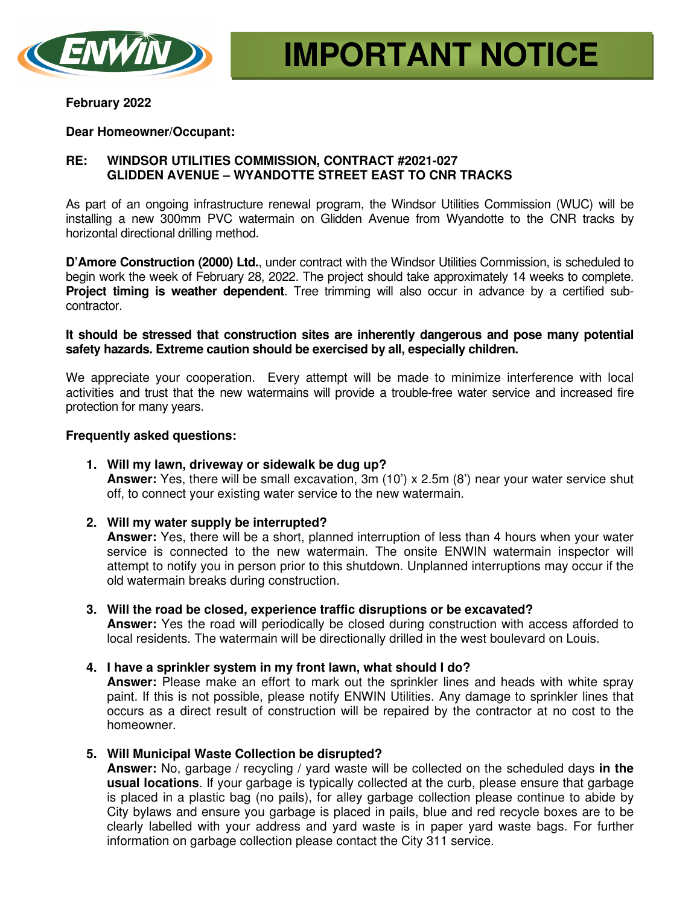# IMPORTANT NOTICE

**February 2022**

**Dear Homeowner/Occupant:**

**RE: WINDSOR UTILITIES COMMISSION, CONTRACT #2021-027**
**GLIDDEN AVENUE – WYANDOTTE STREET EAST TO CNR TRACKS**

As part of an ongoing infrastructure renewal program, the Windsor Utilities Commission (WUC) will be installing a new 300mm PVC watermain on Glidden Avenue from Wyandotte to the CNR tracks by horizontal directional drilling method.

**D'Amore Construction (2000) Ltd.**, under contract with the Windsor Utilities Commission, is scheduled to begin work the week of February 28, 2022. The project should take approximately 14 weeks to complete. **Project timing is weather dependent**. Tree trimming will also occur in advance by a certified sub-contractor.

**It should be stressed that construction sites are inherently dangerous and pose many potential safety hazards. Extreme caution should be exercised by all, especially children.**

We appreciate your cooperation. Every attempt will be made to minimize interference with local activities and trust that the new watermains will provide a trouble-free water service and increased fire protection for many years.

**Frequently asked questions:**

1. **Will my lawn, driveway or sidewalk be dug up?**
   **Answer:** Yes, there will be small excavation, 3m (10') x 2.5m (8') near your water service shut off, to connect your existing water service to the new watermain.

2. **Will my water supply be interrupted?**
   **Answer:** Yes, there will be a short, planned interruption of less than 4 hours when your water service is connected to the new watermain. The onsite ENWIN watermain inspector will attempt to notify you in person prior to this shutdown. Unplanned interruptions may occur if the old watermain breaks during construction.

3. **Will the road be closed, experience traffic disruptions or be excavated?**
   **Answer:** Yes the road will periodically be closed during construction with access afforded to local residents. The watermain will be directionally drilled in the west boulevard on Louis.

4. **I have a sprinkler system in my front lawn, what should I do?**
   **Answer:** Please make an effort to mark out the sprinkler lines and heads with white spray paint. If this is not possible, please notify ENWIN Utilities. Any damage to sprinkler lines that occurs as a direct result of construction will be repaired by the contractor at no cost to the homeowner.

5. **Will Municipal Waste Collection be disrupted?**
   **Answer:** No, garbage / recycling / yard waste will be collected on the scheduled days **in the usual locations**. If your garbage is typically collected at the curb, please ensure that garbage is placed in a plastic bag (no pails), for alley garbage collection please continue to abide by City bylaws and ensure you garbage is placed in pails, blue and red recycle boxes are to be clearly labelled with your address and yard waste is in paper yard waste bags. For further information on garbage collection please contact the City 311 service.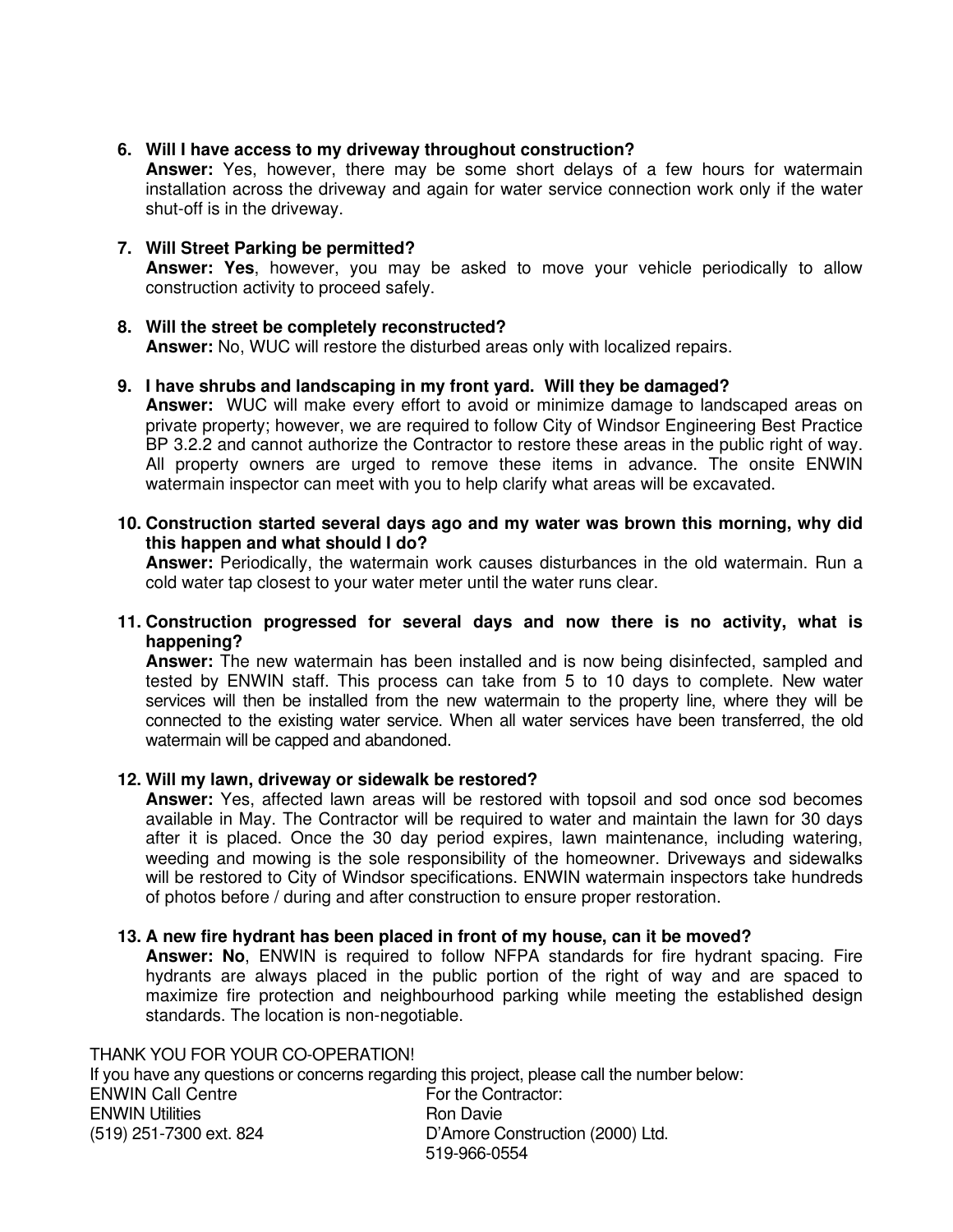6. **Will I have access to my driveway throughout construction?**
   **Answer:** Yes, however, there may be some short delays of a few hours for watermain installation across the driveway and again for water service connection work only if the water shut-off is in the driveway.

7. **Will Street Parking be permitted?**
   **Answer: Yes**, however, you may be asked to move your vehicle periodically to allow construction activity to proceed safely.

8. **Will the street be completely reconstructed?**
   **Answer:** No, WUC will restore the disturbed areas only with localized repairs.

9. **I have shrubs and landscaping in my front yard. Will they be damaged?**
   **Answer:** WUC will make every effort to avoid or minimize damage to landscaped areas on private property; however, we are required to follow City of Windsor Engineering Best Practice BP 3.2.2 and cannot authorize the Contractor to restore these areas in the public right of way. All property owners are urged to remove these items in advance. The onsite ENWIN watermain inspector can meet with you to help clarify what areas will be excavated.

10. **Construction started several days ago and my water was brown this morning, why did this happen and what should I do?**
    **Answer:** Periodically, the watermain work causes disturbances in the old watermain. Run a cold water tap closest to your water meter until the water runs clear.

11. **Construction progressed for several days and now there is no activity, what is happening?**
    **Answer:** The new watermain has been installed and is now being disinfected, sampled and tested by ENWIN staff. This process can take from 5 to 10 days to complete. New water services will then be installed from the new watermain to the property line, where they will be connected to the existing water service. When all water services have been transferred, the old watermain will be capped and abandoned.

12. **Will my lawn, driveway or sidewalk be restored?**
    **Answer:** Yes, affected lawn areas will be restored with topsoil and sod once sod becomes available in May. The Contractor will be required to water and maintain the lawn for 30 days after it is placed. Once the 30 day period expires, lawn maintenance, including watering, weeding and mowing is the sole responsibility of the homeowner. Driveways and sidewalks will be restored to City of Windsor specifications. ENWIN watermain inspectors take hundreds of photos before / during and after construction to ensure proper restoration.

13. **A new fire hydrant has been placed in front of my house, can it be moved?**
    **Answer: No**, ENWIN is required to follow NFPA standards for fire hydrant spacing. Fire hydrants are always placed in the public portion of the right of way and are spaced to maximize fire protection and neighbourhood parking while meeting the established design standards. The location is non-negotiable.

THANK YOU FOR YOUR CO-OPERATION!

If you have any questions or concerns regarding this project, please call the number below:

| | |
|---|---|
| ENWIN Call Centre | For the Contractor: |
| ENWIN Utilities | Ron Davie |
| (519) 251-7300 ext. 824 | D'Amore Construction (2000) Ltd. |
| | 519-966-0554 |